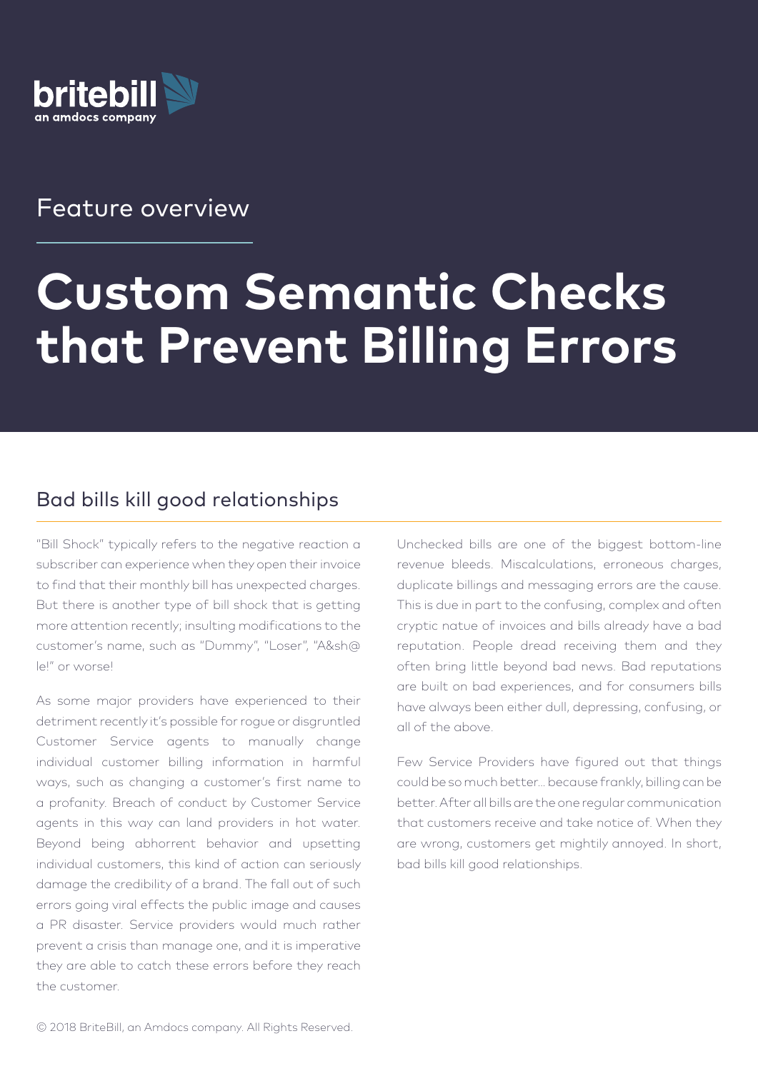britebill
an amdocs company

Feature overview

# Custom Semantic Checks that Prevent Billing Errors

## Bad bills kill good relationships

"Bill Shock" typically refers to the negative reaction a subscriber can experience when they open their invoice to find that their monthly bill has unexpected charges. But there is another type of bill shock that is getting more attention recently; insulting modifications to the customer's name, such as "Dummy", "Loser", "A&sh@le!" or worse!

As some major providers have experienced to their detriment recently it's possible for rogue or disgruntled Customer Service agents to manually change individual customer billing information in harmful ways, such as changing a customer's first name to a profanity. Breach of conduct by Customer Service agents in this way can land providers in hot water. Beyond being abhorrent behavior and upsetting individual customers, this kind of action can seriously damage the credibility of a brand. The fall out of such errors going viral effects the public image and causes a PR disaster. Service providers would much rather prevent a crisis than manage one, and it is imperative they are able to catch these errors before they reach the customer.

Unchecked bills are one of the biggest bottom-line revenue bleeds. Miscalculations, erroneous charges, duplicate billings and messaging errors are the cause. This is due in part to the confusing, complex and often cryptic natue of invoices and bills already have a bad reputation. People dread receiving them and they often bring little beyond bad news. Bad reputations are built on bad experiences, and for consumers bills have always been either dull, depressing, confusing, or all of the above.

Few Service Providers have figured out that things could be so much better... because frankly, billing can be better. After all bills are the one regular communication that customers receive and take notice of. When they are wrong, customers get mightily annoyed. In short, bad bills kill good relationships.

© 2018 BriteBill, an Amdocs company. All Rights Reserved.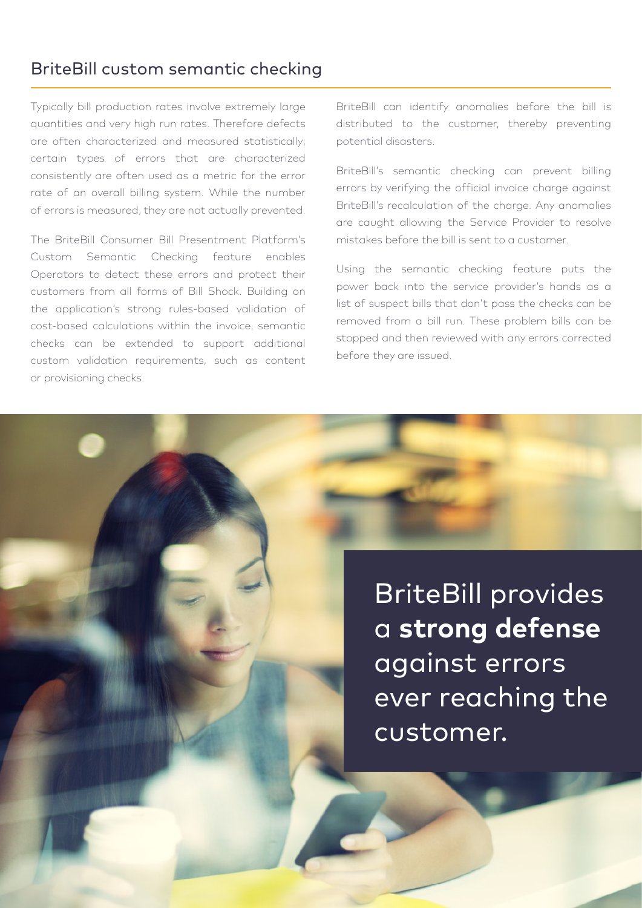## BriteBill custom semantic checking

Typically bill production rates involve extremely large quantities and very high run rates. Therefore defects are often characterized and measured statistically; certain types of errors that are characterized consistently are often used as a metric for the error rate of an overall billing system. While the number of errors is measured, they are not actually prevented.

The BriteBill Consumer Bill Presentment Platform's Custom Semantic Checking feature enables Operators to detect these errors and protect their customers from all forms of Bill Shock. Building on the application's strong rules-based validation of cost-based calculations within the invoice, semantic checks can be extended to support additional custom validation requirements, such as content or provisioning checks.

BriteBill can identify anomalies before the bill is distributed to the customer, thereby preventing potential disasters.

BriteBill's semantic checking can prevent billing errors by verifying the official invoice charge against BriteBill's recalculation of the charge. Any anomalies are caught allowing the Service Provider to resolve mistakes before the bill is sent to a customer.

Using the semantic checking feature puts the power back into the service provider's hands as a list of suspect bills that don't pass the checks can be removed from a bill run. These problem bills can be stopped and then reviewed with any errors corrected before they are issued.

BriteBill provides a **strong defense** against errors ever reaching the customer.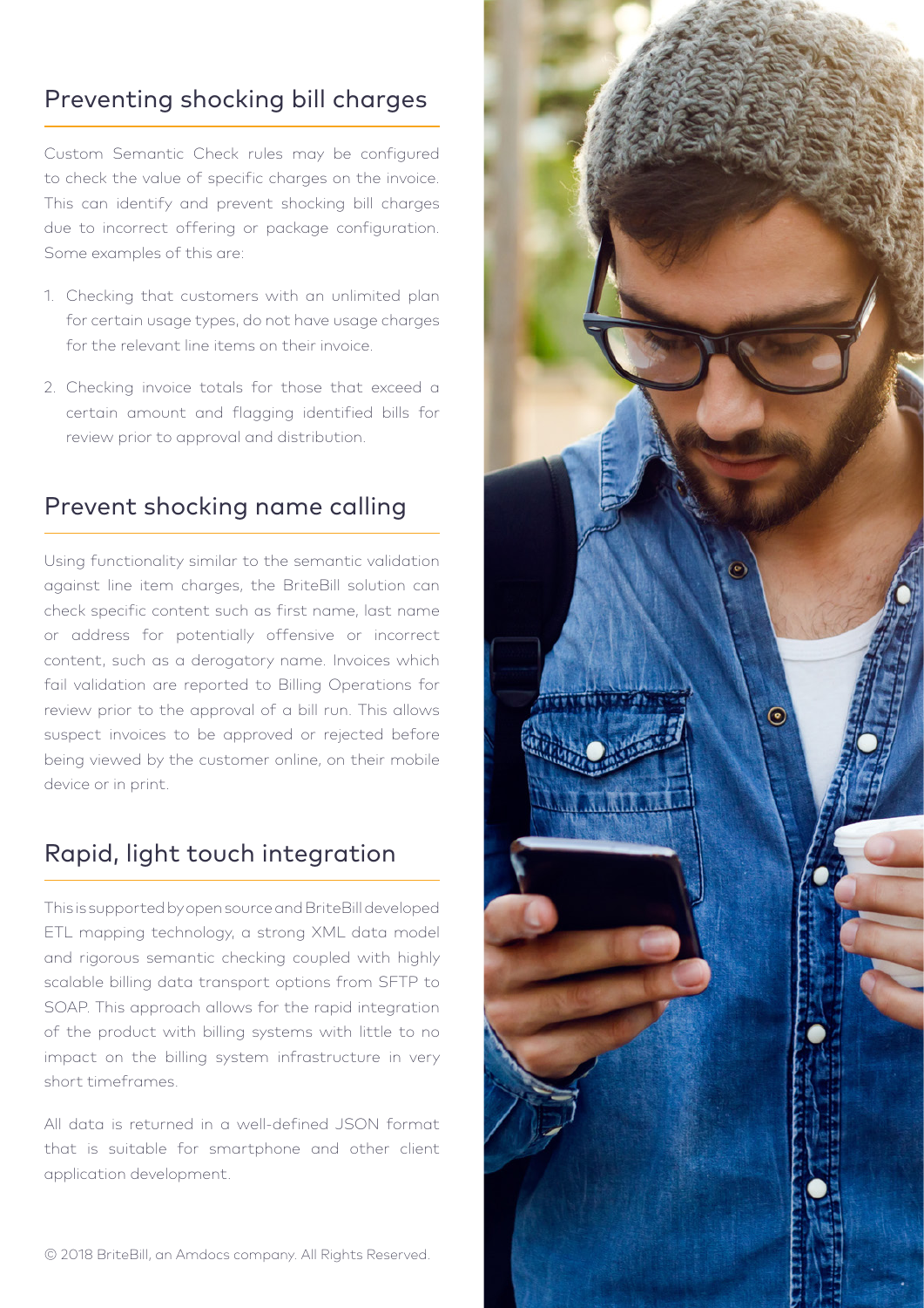## Preventing shocking bill charges

Custom Semantic Check rules may be configured to check the value of specific charges on the invoice. This can identify and prevent shocking bill charges due to incorrect offering or package configuration. Some examples of this are:

1. Checking that customers with an unlimited plan for certain usage types, do not have usage charges for the relevant line items on their invoice.
2. Checking invoice totals for those that exceed a certain amount and flagging identified bills for review prior to approval and distribution.

## Prevent shocking name calling

Using functionality similar to the semantic validation against line item charges, the BriteBill solution can check specific content such as first name, last name or address for potentially offensive or incorrect content, such as a derogatory name. Invoices which fail validation are reported to Billing Operations for review prior to the approval of a bill run. This allows suspect invoices to be approved or rejected before being viewed by the customer online, on their mobile device or in print.

## Rapid, light touch integration

This is supported by open source and BriteBill developed ETL mapping technology, a strong XML data model and rigorous semantic checking coupled with highly scalable billing data transport options from SFTP to SOAP. This approach allows for the rapid integration of the product with billing systems with little to no impact on the billing system infrastructure in very short timeframes.

All data is returned in a well-defined JSON format that is suitable for smartphone and other client application development.

© 2018 BriteBill, an Amdocs company. All Rights Reserved.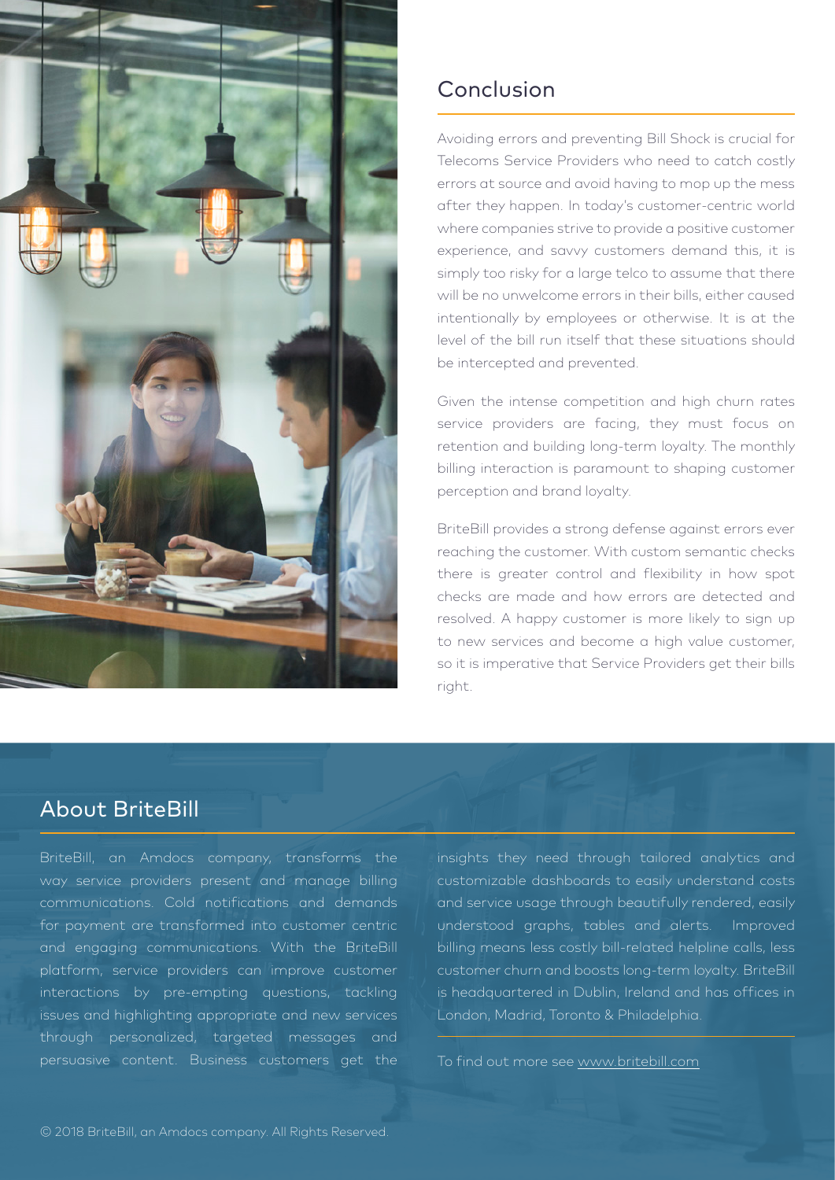## Conclusion

Avoiding errors and preventing Bill Shock is crucial for Telecoms Service Providers who need to catch costly errors at source and avoid having to mop up the mess after they happen. In today's customer-centric world where companies strive to provide a positive customer experience, and savvy customers demand this, it is simply too risky for a large telco to assume that there will be no unwelcome errors in their bills, either caused intentionally by employees or otherwise. It is at the level of the bill run itself that these situations should be intercepted and prevented.

Given the intense competition and high churn rates service providers are facing, they must focus on retention and building long-term loyalty. The monthly billing interaction is paramount to shaping customer perception and brand loyalty.

BriteBill provides a strong defense against errors ever reaching the customer. With custom semantic checks there is greater control and flexibility in how spot checks are made and how errors are detected and resolved. A happy customer is more likely to sign up to new services and become a high value customer, so it is imperative that Service Providers get their bills right.

## About BriteBill

BriteBill, an Amdocs company, transforms the way service providers present and manage billing communications. Cold notifications and demands for payment are transformed into customer centric and engaging communications. With the BriteBill platform, service providers can improve customer interactions by pre-empting questions, tackling issues and highlighting appropriate and new services through personalized, targeted messages and persuasive content. Business customers get the insights they need through tailored analytics and customizable dashboards to easily understand costs and service usage through beautifully rendered, easily understood graphs, tables and alerts. Improved billing means less costly bill-related helpline calls, less customer churn and boosts long-term loyalty. BriteBill is headquartered in Dublin, Ireland and has offices in London, Madrid, Toronto & Philadelphia.

To find out more see www.britebill.com

© 2018 BriteBill, an Amdocs company. All Rights Reserved.